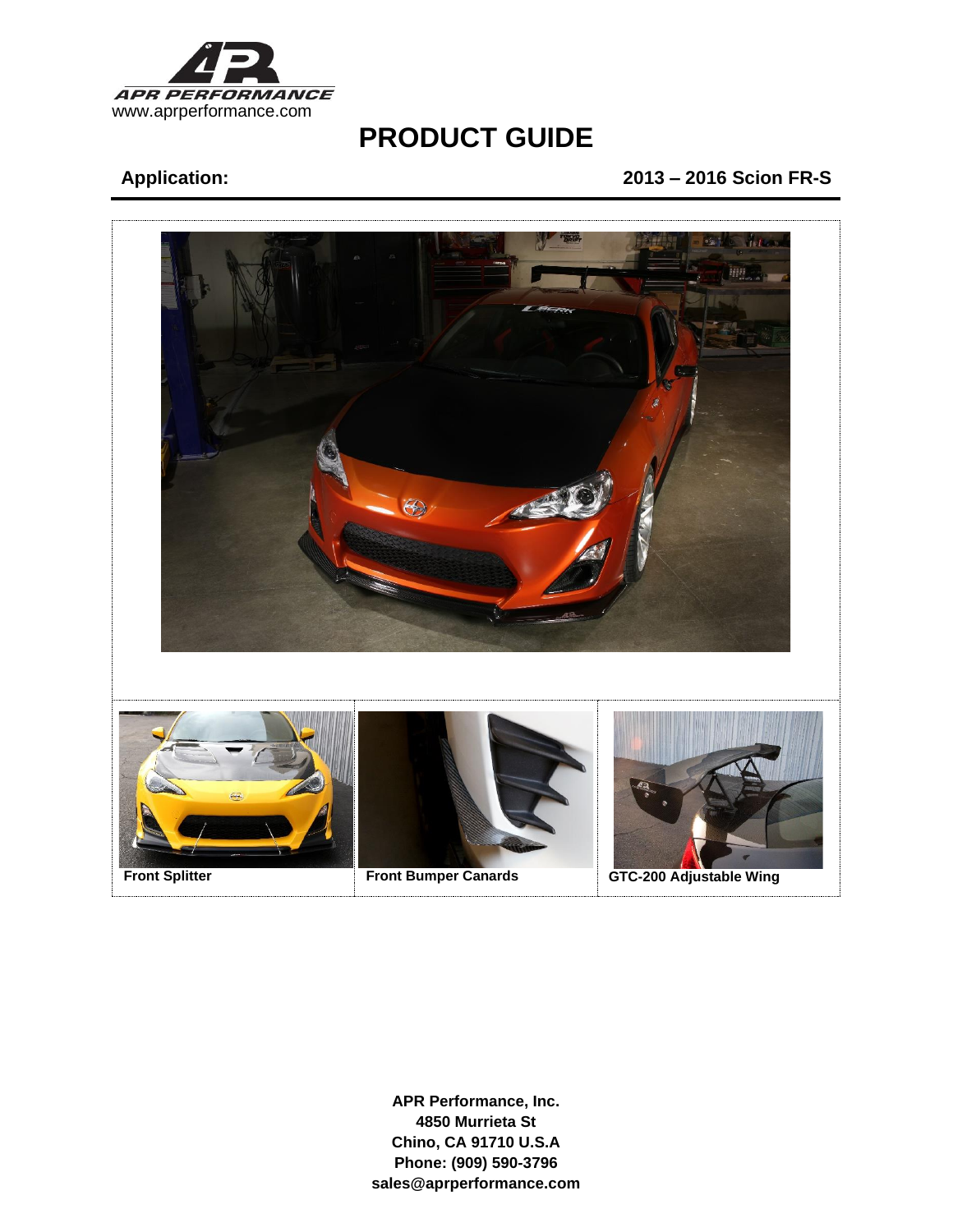APR PERFORMANCE
www.aprperformance.com

# PRODUCT GUIDE

**Application:** **2013 – 2016 Scion FR-S**

| Front Splitter | Front Bumper Canards | GTC-200 Adjustable Wing |
| --- | --- | --- |

**APR Performance, Inc.**
**4850 Murrieta St**
**Chino, CA 91710 U.S.A**
**Phone: (909) 590-3796**
**sales@aprperformance.com**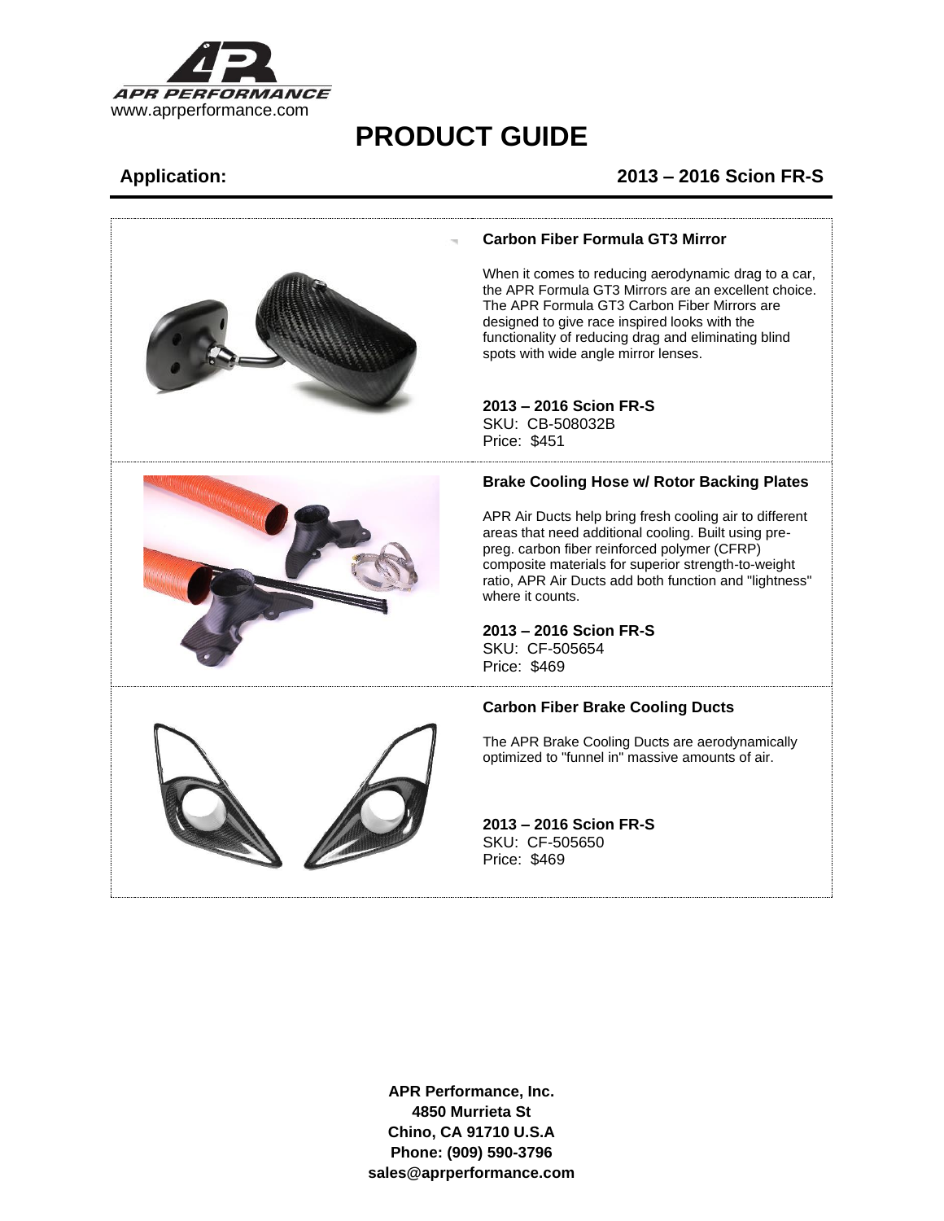APR PERFORMANCE
www.aprperformance.com

# PRODUCT GUIDE

**Application:** **2013 – 2016 Scion FR-S**

### Carbon Fiber Formula GT3 Mirror

When it comes to reducing aerodynamic drag to a car, the APR Formula GT3 Mirrors are an excellent choice. The APR Formula GT3 Carbon Fiber Mirrors are designed to give race inspired looks with the functionality of reducing drag and eliminating blind spots with wide angle mirror lenses.

**2013 – 2016 Scion FR-S**
SKU: CB-508032B
Price: $451

### Brake Cooling Hose w/ Rotor Backing Plates

APR Air Ducts help bring fresh cooling air to different areas that need additional cooling. Built using pre-preg. carbon fiber reinforced polymer (CFRP) composite materials for superior strength-to-weight ratio, APR Air Ducts add both function and "lightness" where it counts.

**2013 – 2016 Scion FR-S**
SKU: CF-505654
Price: $469

### Carbon Fiber Brake Cooling Ducts

The APR Brake Cooling Ducts are aerodynamically optimized to "funnel in" massive amounts of air.

**2013 – 2016 Scion FR-S**
SKU: CF-505650
Price: $469

**APR Performance, Inc.**
**4850 Murrieta St**
**Chino, CA 91710 U.S.A**
**Phone: (909) 590-3796**
**sales@aprperformance.com**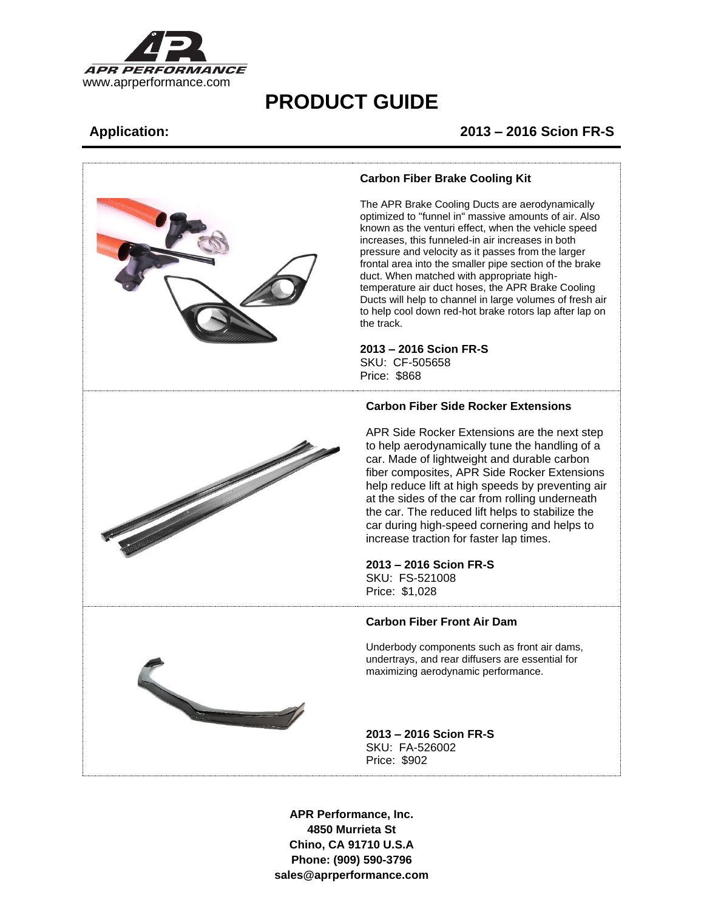APR PERFORMANCE
www.aprperformance.com

# PRODUCT GUIDE

**Application:** **2013 – 2016 Scion FR-S**

### Carbon Fiber Brake Cooling Kit

The APR Brake Cooling Ducts are aerodynamically optimized to "funnel in" massive amounts of air. Also known as the venturi effect, when the vehicle speed increases, this funneled-in air increases in both pressure and velocity as it passes from the larger frontal area into the smaller pipe section of the brake duct. When matched with appropriate high-temperature air duct hoses, the APR Brake Cooling Ducts will help to channel in large volumes of fresh air to help cool down red-hot brake rotors lap after lap on the track.

**2013 – 2016 Scion FR-S**
SKU: CF-505658
Price: $868

### Carbon Fiber Side Rocker Extensions

APR Side Rocker Extensions are the next step to help aerodynamically tune the handling of a car. Made of lightweight and durable carbon fiber composites, APR Side Rocker Extensions help reduce lift at high speeds by preventing air at the sides of the car from rolling underneath the car. The reduced lift helps to stabilize the car during high-speed cornering and helps to increase traction for faster lap times.

**2013 – 2016 Scion FR-S**
SKU: FS-521008
Price: $1,028

### Carbon Fiber Front Air Dam

Underbody components such as front air dams, undertrays, and rear diffusers are essential for maximizing aerodynamic performance.

**2013 – 2016 Scion FR-S**
SKU: FA-526002
Price: $902

**APR Performance, Inc.**
**4850 Murrieta St**
**Chino, CA 91710 U.S.A**
**Phone: (909) 590-3796**
**sales@aprperformance.com**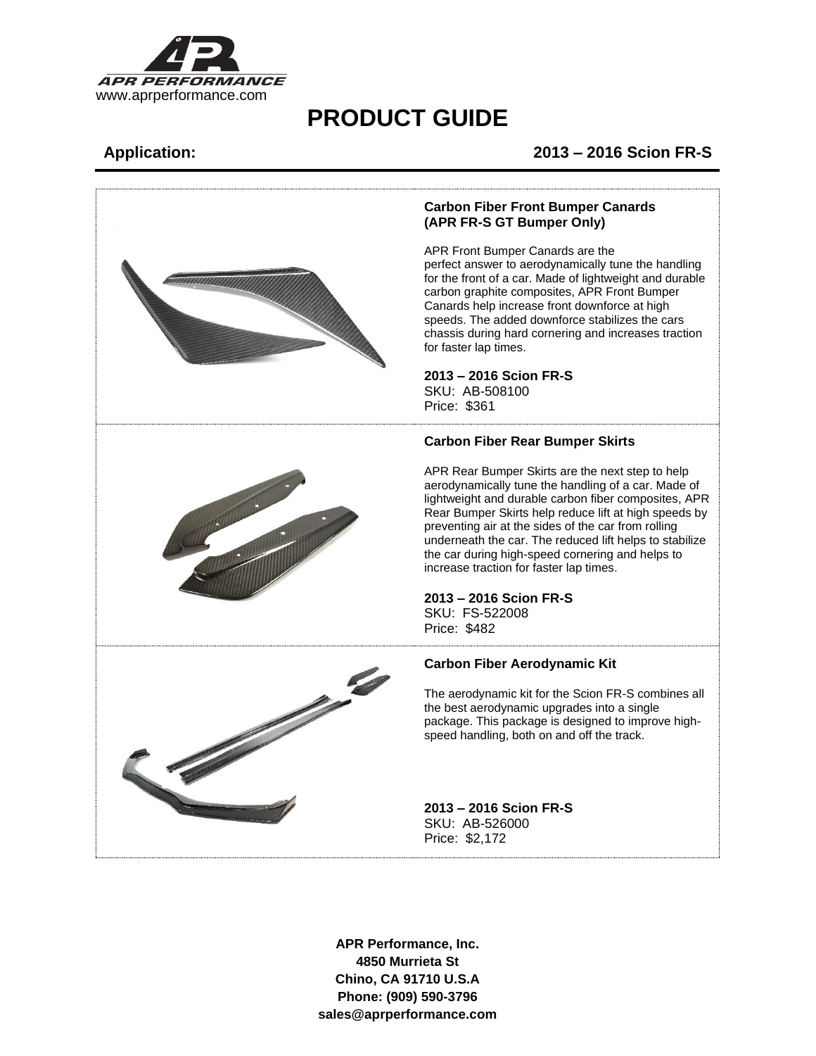www.aprperformance.com

# PRODUCT GUIDE

**Application:** **2013 – 2016 Scion FR-S**

### Carbon Fiber Front Bumper Canards (APR FR-S GT Bumper Only)

APR Front Bumper Canards are the perfect answer to aerodynamically tune the handling for the front of a car. Made of lightweight and durable carbon graphite composites, APR Front Bumper Canards help increase front downforce at high speeds. The added downforce stabilizes the cars chassis during hard cornering and increases traction for faster lap times.

**2013 – 2016 Scion FR-S**
SKU: AB-508100
Price: $361

### Carbon Fiber Rear Bumper Skirts

APR Rear Bumper Skirts are the next step to help aerodynamically tune the handling of a car. Made of lightweight and durable carbon fiber composites, APR Rear Bumper Skirts help reduce lift at high speeds by preventing air at the sides of the car from rolling underneath the car. The reduced lift helps to stabilize the car during high-speed cornering and helps to increase traction for faster lap times.

**2013 – 2016 Scion FR-S**
SKU: FS-522008
Price: $482

### Carbon Fiber Aerodynamic Kit

The aerodynamic kit for the Scion FR-S combines all the best aerodynamic upgrades into a single package. This package is designed to improve high-speed handling, both on and off the track.

**2013 – 2016 Scion FR-S**
SKU: AB-526000
Price: $2,172

**APR Performance, Inc.**
**4850 Murrieta St**
**Chino, CA 91710 U.S.A**
**Phone: (909) 590-3796**
**sales@aprperformance.com**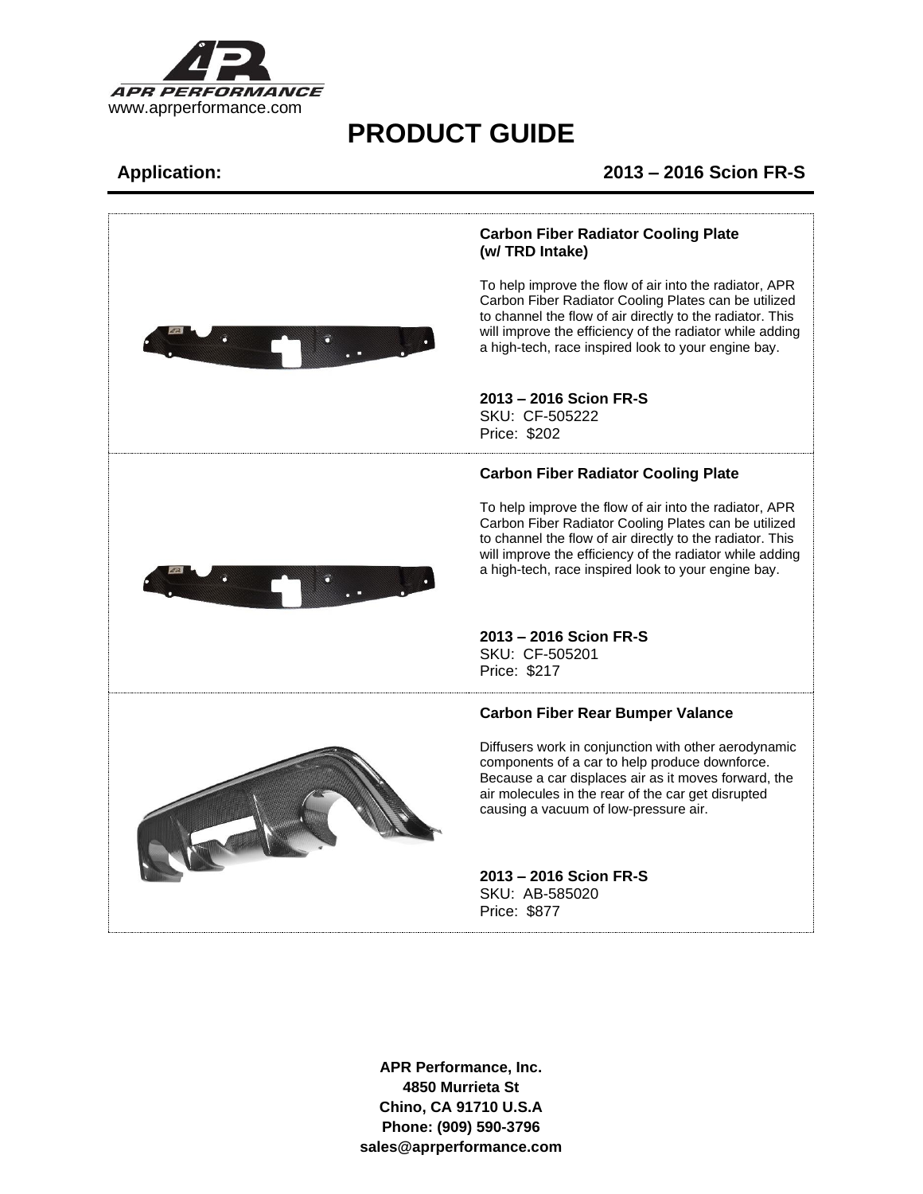APR PERFORMANCE
www.aprperformance.com

# PRODUCT GUIDE

**Application:** **2013 – 2016 Scion FR-S**

### Carbon Fiber Radiator Cooling Plate (w/ TRD Intake)

To help improve the flow of air into the radiator, APR Carbon Fiber Radiator Cooling Plates can be utilized to channel the flow of air directly to the radiator. This will improve the efficiency of the radiator while adding a high-tech, race inspired look to your engine bay.

**2013 – 2016 Scion FR-S**
SKU: CF-505222
Price: $202

### Carbon Fiber Radiator Cooling Plate

To help improve the flow of air into the radiator, APR Carbon Fiber Radiator Cooling Plates can be utilized to channel the flow of air directly to the radiator. This will improve the efficiency of the radiator while adding a high-tech, race inspired look to your engine bay.

**2013 – 2016 Scion FR-S**
SKU: CF-505201
Price: $217

### Carbon Fiber Rear Bumper Valance

Diffusers work in conjunction with other aerodynamic components of a car to help produce downforce. Because a car displaces air as it moves forward, the air molecules in the rear of the car get disrupted causing a vacuum of low-pressure air.

**2013 – 2016 Scion FR-S**
SKU: AB-585020
Price: $877

**APR Performance, Inc.**
**4850 Murrieta St**
**Chino, CA 91710 U.S.A**
**Phone: (909) 590-3796**
**sales@aprperformance.com**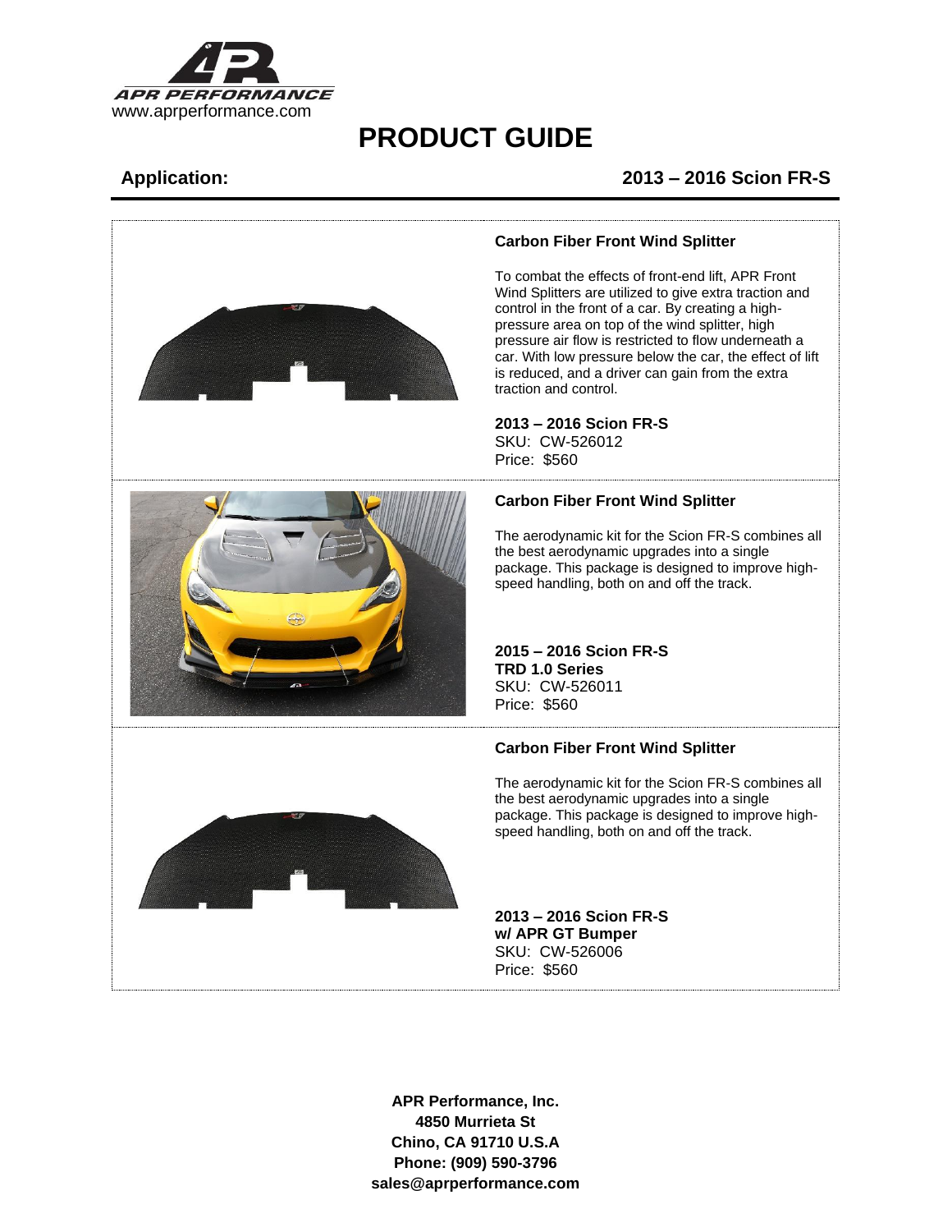APR PERFORMANCE
www.aprperformance.com

# PRODUCT GUIDE

**Application:** **2013 – 2016 Scion FR-S**

### Carbon Fiber Front Wind Splitter

To combat the effects of front-end lift, APR Front Wind Splitters are utilized to give extra traction and control in the front of a car. By creating a high-pressure area on top of the wind splitter, high pressure air flow is restricted to flow underneath a car. With low pressure below the car, the effect of lift is reduced, and a driver can gain from the extra traction and control.

**2013 – 2016 Scion FR-S**
SKU: CW-526012
Price: $560

### Carbon Fiber Front Wind Splitter

The aerodynamic kit for the Scion FR-S combines all the best aerodynamic upgrades into a single package. This package is designed to improve high-speed handling, both on and off the track.

**2015 – 2016 Scion FR-S**
**TRD 1.0 Series**
SKU: CW-526011
Price: $560

### Carbon Fiber Front Wind Splitter

The aerodynamic kit for the Scion FR-S combines all the best aerodynamic upgrades into a single package. This package is designed to improve high-speed handling, both on and off the track.

**2013 – 2016 Scion FR-S**
**w/ APR GT Bumper**
SKU: CW-526006
Price: $560

**APR Performance, Inc.**
**4850 Murrieta St**
**Chino, CA 91710 U.S.A**
**Phone: (909) 590-3796**
**sales@aprperformance.com**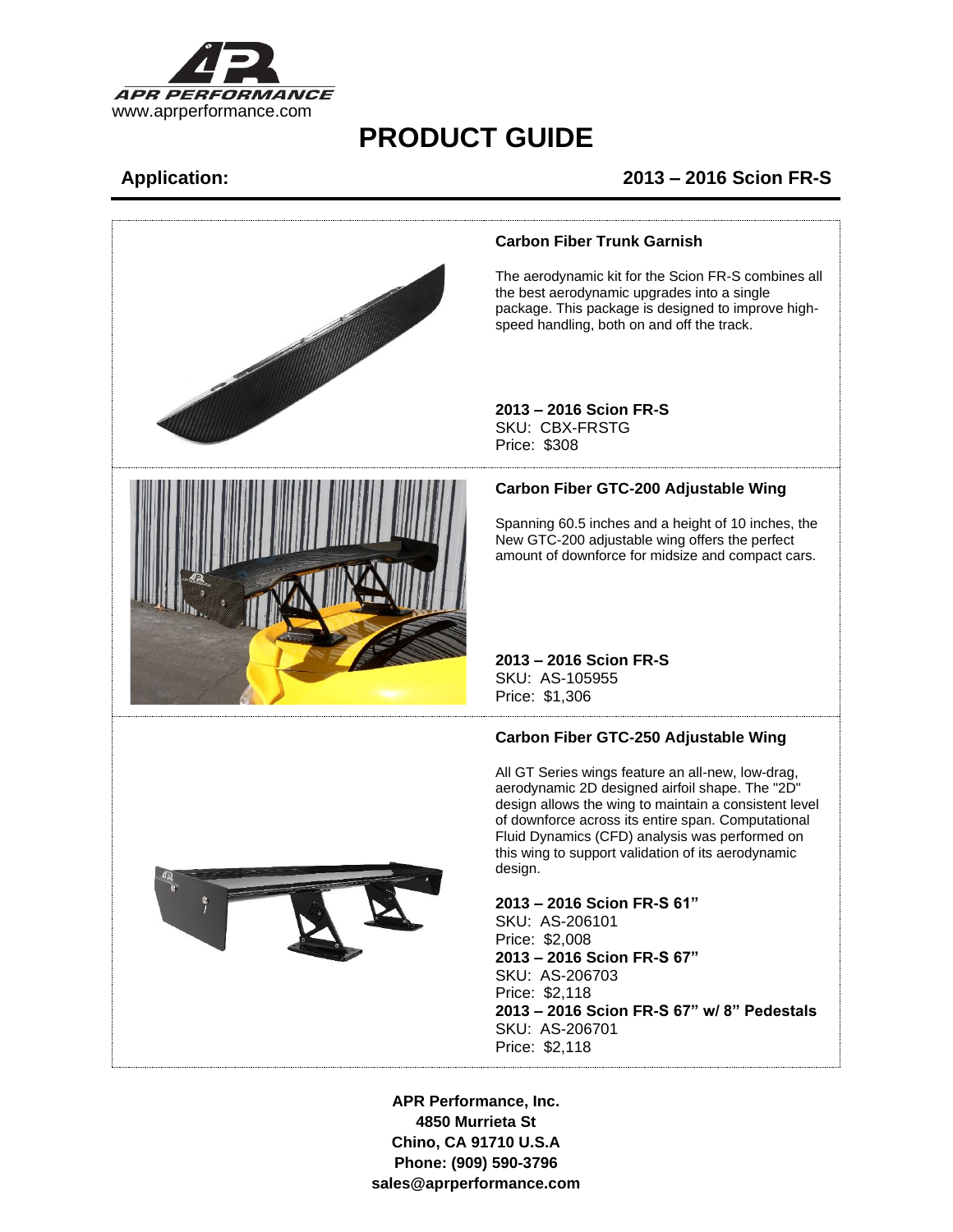# PRODUCT GUIDE

**Application:** **2013 – 2016 Scion FR-S**

### Carbon Fiber Trunk Garnish

The aerodynamic kit for the Scion FR-S combines all the best aerodynamic upgrades into a single package. This package is designed to improve high-speed handling, both on and off the track.

**2013 – 2016 Scion FR-S**
SKU: CBX-FRSTG
Price: $308

### Carbon Fiber GTC-200 Adjustable Wing

Spanning 60.5 inches and a height of 10 inches, the New GTC-200 adjustable wing offers the perfect amount of downforce for midsize and compact cars.

**2013 – 2016 Scion FR-S**
SKU: AS-105955
Price: $1,306

### Carbon Fiber GTC-250 Adjustable Wing

All GT Series wings feature an all-new, low-drag, aerodynamic 2D designed airfoil shape. The "2D" design allows the wing to maintain a consistent level of downforce across its entire span. Computational Fluid Dynamics (CFD) analysis was performed on this wing to support validation of its aerodynamic design.

**2013 – 2016 Scion FR-S 61"**
SKU: AS-206101
Price: $2,008
**2013 – 2016 Scion FR-S 67"**
SKU: AS-206703
Price: $2,118
**2013 – 2016 Scion FR-S 67" w/ 8" Pedestals**
SKU: AS-206701
Price: $2,118

**APR Performance, Inc.**
**4850 Murrieta St**
**Chino, CA 91710 U.S.A**
**Phone: (909) 590-3796**
**sales@aprperformance.com**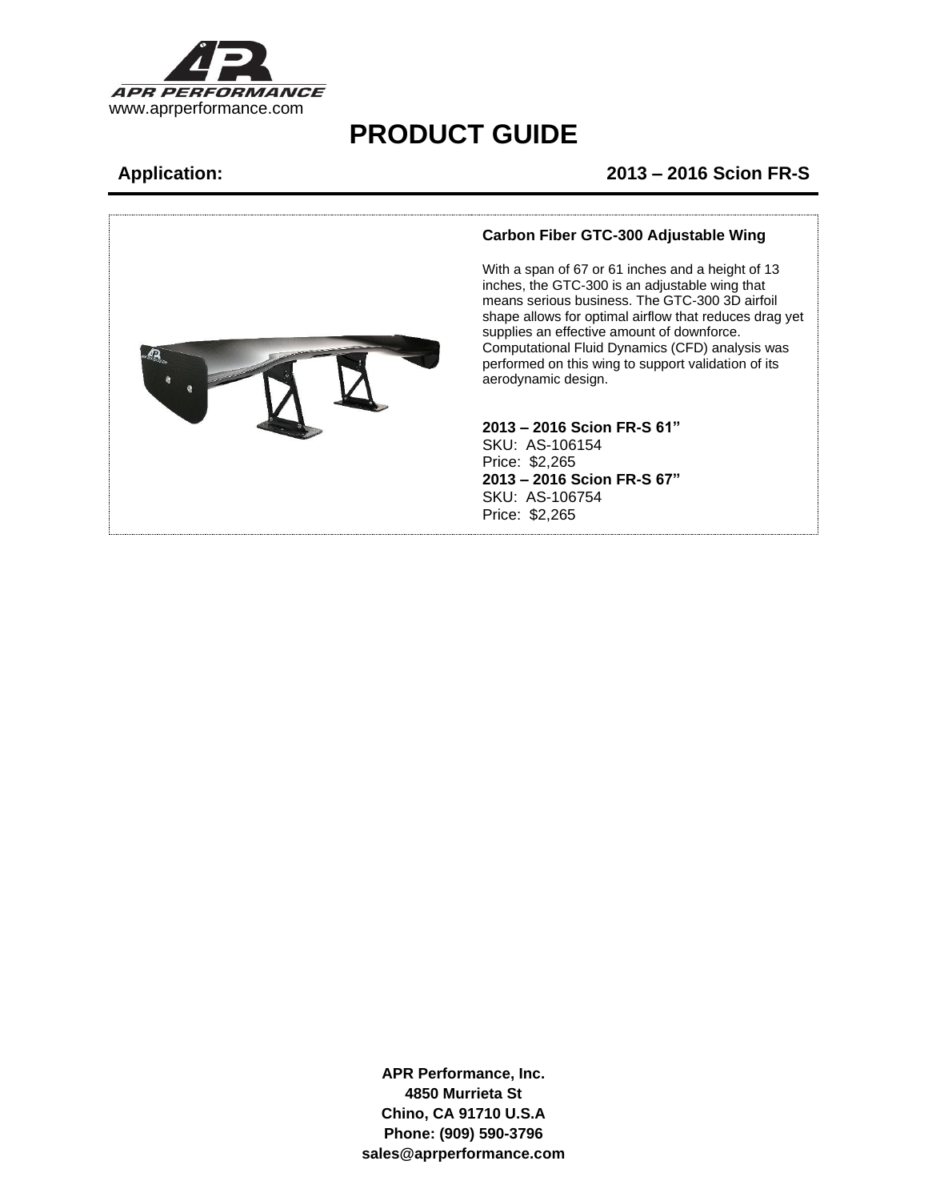APR PERFORMANCE
www.aprperformance.com

# PRODUCT GUIDE

**Application:** **2013 – 2016 Scion FR-S**

**Carbon Fiber GTC-300 Adjustable Wing**

With a span of 67 or 61 inches and a height of 13 inches, the GTC-300 is an adjustable wing that means serious business. The GTC-300 3D airfoil shape allows for optimal airflow that reduces drag yet supplies an effective amount of downforce. Computational Fluid Dynamics (CFD) analysis was performed on this wing to support validation of its aerodynamic design.

**2013 – 2016 Scion FR-S 61"**
SKU: AS-106154
Price: $2,265
**2013 – 2016 Scion FR-S 67"**
SKU: AS-106754
Price: $2,265

**APR Performance, Inc.**
**4850 Murrieta St**
**Chino, CA 91710 U.S.A**
**Phone: (909) 590-3796**
**sales@aprperformance.com**